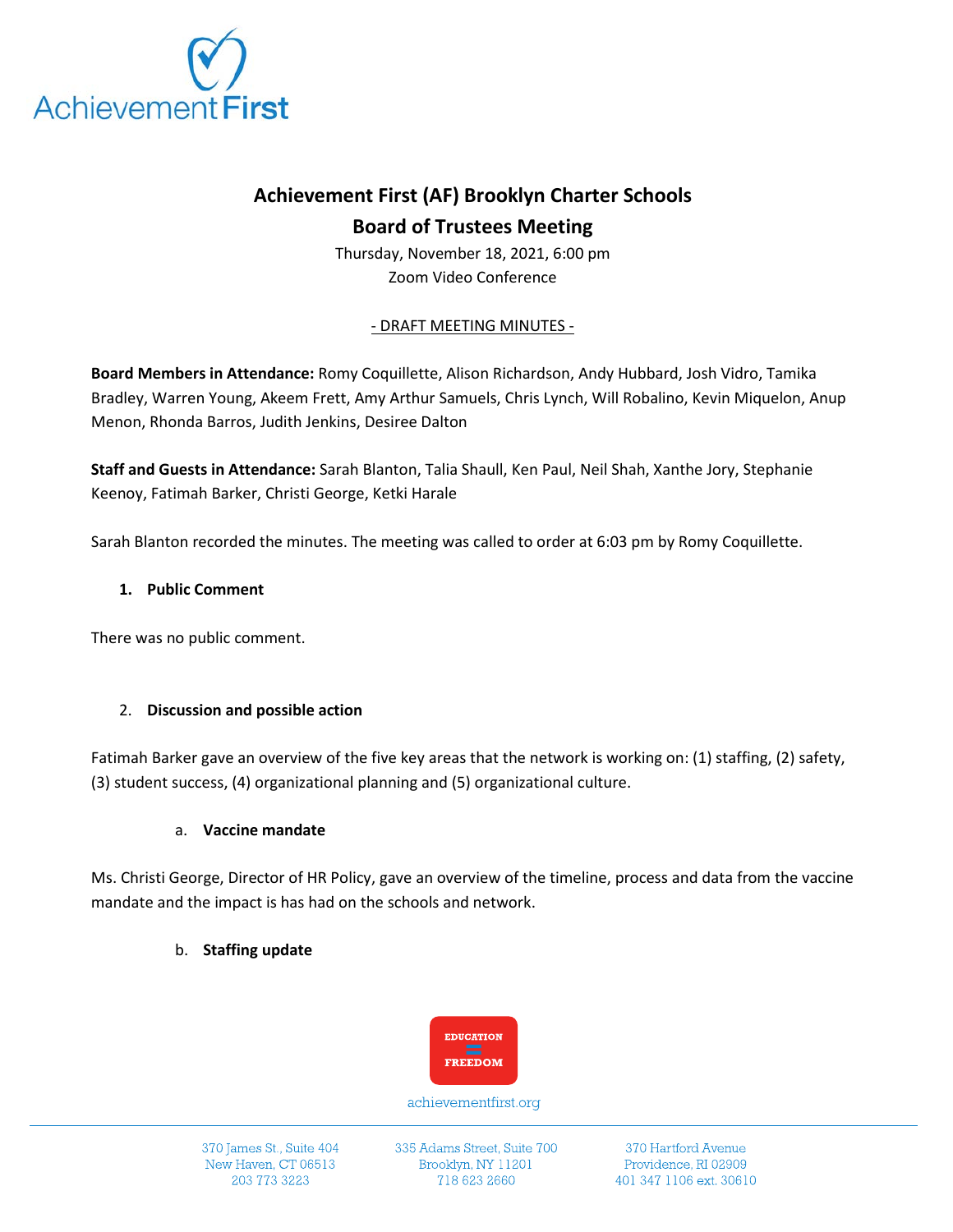# Achievement First (AF) Brooklyn Charter Schools

## Board of Trustees Meeting

Thursday, November 18, 2021, 6:00 pm
Zoom Video Conference

- DRAFT MEETING MINUTES -

**Board Members in Attendance:** Romy Coquillette, Alison Richardson, Andy Hubbard, Josh Vidro, Tamika Bradley, Warren Young, Akeem Frett, Amy Arthur Samuels, Chris Lynch, Will Robalino, Kevin Miquelon, Anup Menon, Rhonda Barros, Judith Jenkins, Desiree Dalton

**Staff and Guests in Attendance:** Sarah Blanton, Talia Shaull, Ken Paul, Neil Shah, Xanthe Jory, Stephanie Keenoy, Fatimah Barker, Christi George, Ketki Harale

Sarah Blanton recorded the minutes. The meeting was called to order at 6:03 pm by Romy Coquillette.

1. **Public Comment**

There was no public comment.

2. **Discussion and possible action**

Fatimah Barker gave an overview of the five key areas that the network is working on: (1) staffing, (2) safety, (3) student success, (4) organizational planning and (5) organizational culture.

   a. **Vaccine mandate**

Ms. Christi George, Director of HR Policy, gave an overview of the timeline, process and data from the vaccine mandate and the impact is has had on the schools and network.

   b. **Staffing update**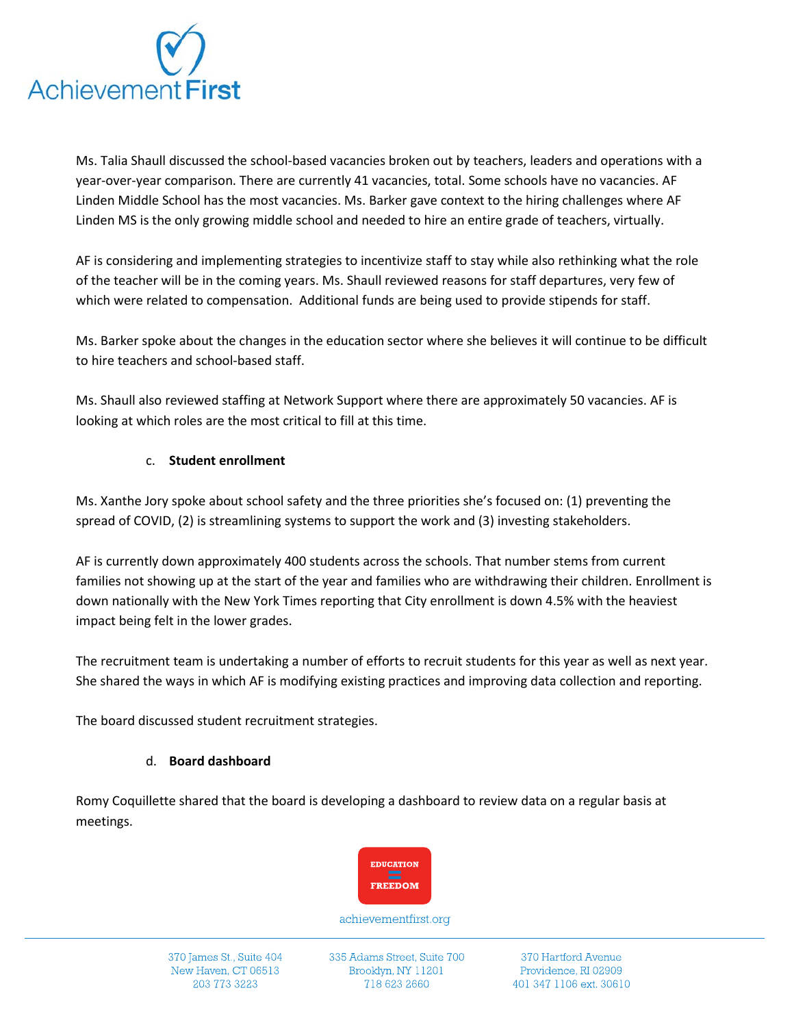Ms. Talia Shaull discussed the school-based vacancies broken out by teachers, leaders and operations with a year-over-year comparison. There are currently 41 vacancies, total. Some schools have no vacancies. AF Linden Middle School has the most vacancies. Ms. Barker gave context to the hiring challenges where AF Linden MS is the only growing middle school and needed to hire an entire grade of teachers, virtually.

AF is considering and implementing strategies to incentivize staff to stay while also rethinking what the role of the teacher will be in the coming years. Ms. Shaull reviewed reasons for staff departures, very few of which were related to compensation. Additional funds are being used to provide stipends for staff.

Ms. Barker spoke about the changes in the education sector where she believes it will continue to be difficult to hire teachers and school-based staff.

Ms. Shaull also reviewed staffing at Network Support where there are approximately 50 vacancies. AF is looking at which roles are the most critical to fill at this time.

c. **Student enrollment**

Ms. Xanthe Jory spoke about school safety and the three priorities she's focused on: (1) preventing the spread of COVID, (2) is streamlining systems to support the work and (3) investing stakeholders.

AF is currently down approximately 400 students across the schools. That number stems from current families not showing up at the start of the year and families who are withdrawing their children. Enrollment is down nationally with the New York Times reporting that City enrollment is down 4.5% with the heaviest impact being felt in the lower grades.

The recruitment team is undertaking a number of efforts to recruit students for this year as well as next year. She shared the ways in which AF is modifying existing practices and improving data collection and reporting.

The board discussed student recruitment strategies.

d. **Board dashboard**

Romy Coquillette shared that the board is developing a dashboard to review data on a regular basis at meetings.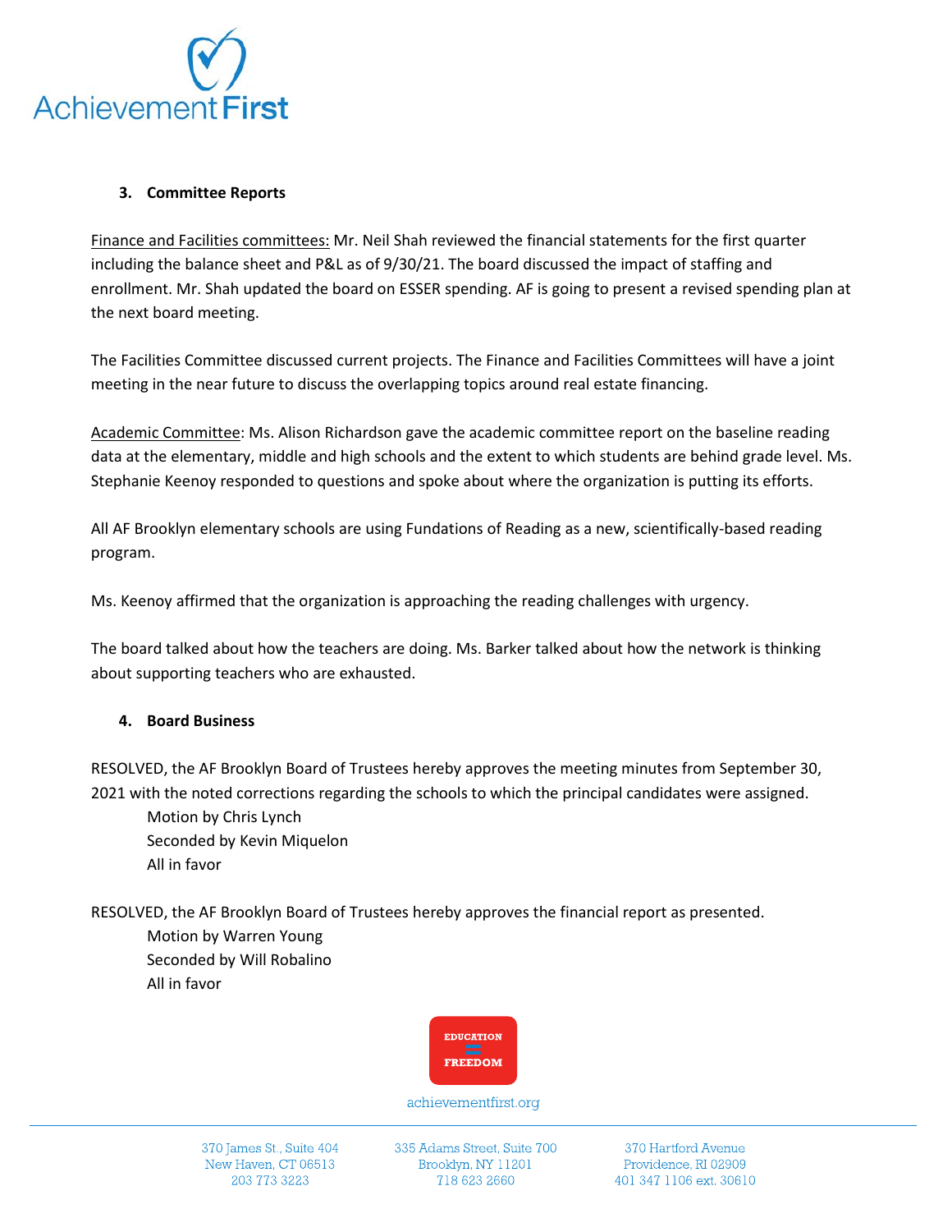### 3. Committee Reports

<u>Finance and Facilities committees:</u> Mr. Neil Shah reviewed the financial statements for the first quarter including the balance sheet and P&L as of 9/30/21. The board discussed the impact of staffing and enrollment. Mr. Shah updated the board on ESSER spending. AF is going to present a revised spending plan at the next board meeting.

The Facilities Committee discussed current projects. The Finance and Facilities Committees will have a joint meeting in the near future to discuss the overlapping topics around real estate financing.

<u>Academic Committee</u>: Ms. Alison Richardson gave the academic committee report on the baseline reading data at the elementary, middle and high schools and the extent to which students are behind grade level. Ms. Stephanie Keenoy responded to questions and spoke about where the organization is putting its efforts.

All AF Brooklyn elementary schools are using Fundations of Reading as a new, scientifically-based reading program.

Ms. Keenoy affirmed that the organization is approaching the reading challenges with urgency.

The board talked about how the teachers are doing. Ms. Barker talked about how the network is thinking about supporting teachers who are exhausted.

### 4. Board Business

RESOLVED, the AF Brooklyn Board of Trustees hereby approves the meeting minutes from September 30, 2021 with the noted corrections regarding the schools to which the principal candidates were assigned.

Motion by Chris Lynch
Seconded by Kevin Miquelon
All in favor

RESOLVED, the AF Brooklyn Board of Trustees hereby approves the financial report as presented.

Motion by Warren Young
Seconded by Will Robalino
All in favor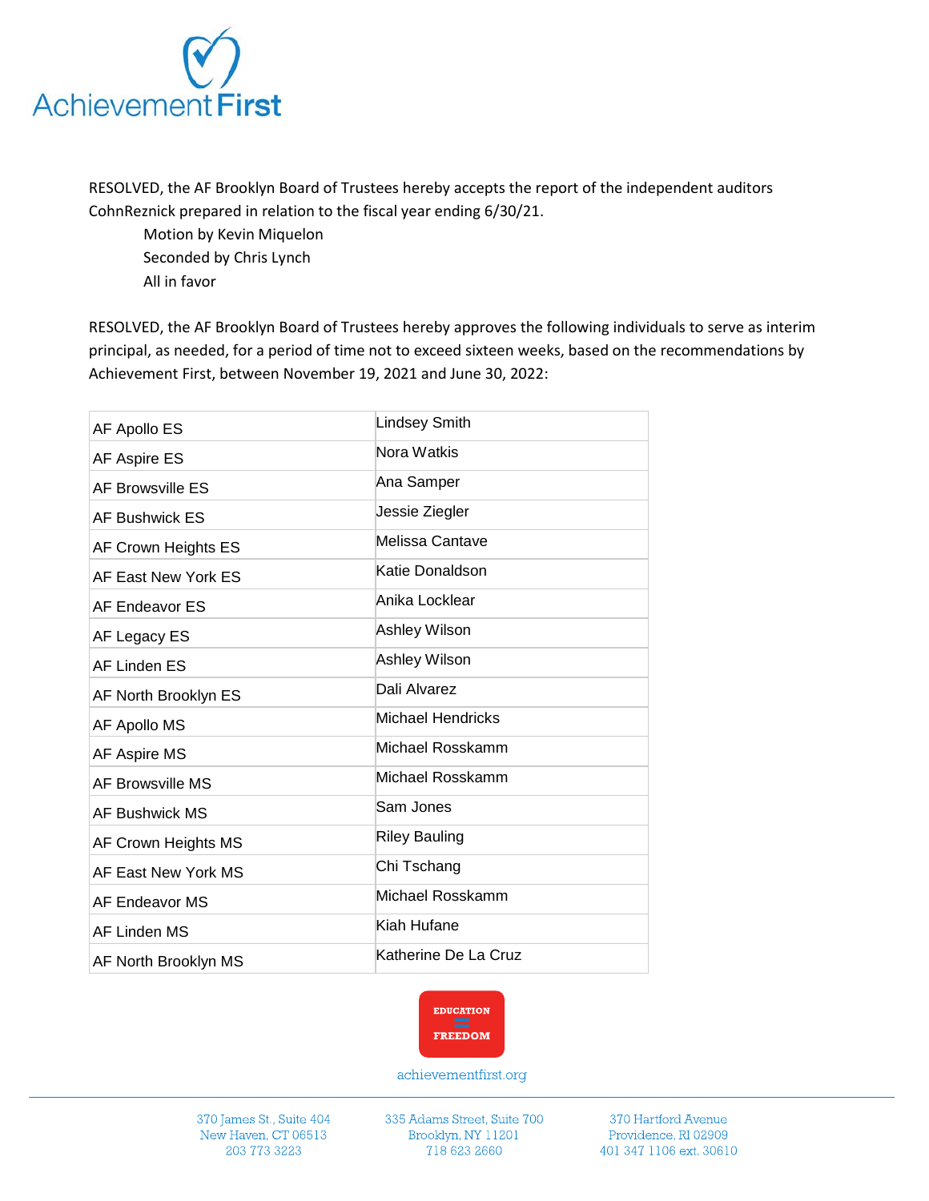RESOLVED, the AF Brooklyn Board of Trustees hereby accepts the report of the independent auditors CohnReznick prepared in relation to the fiscal year ending 6/30/21.

Motion by Kevin Miquelon
Seconded by Chris Lynch
All in favor

RESOLVED, the AF Brooklyn Board of Trustees hereby approves the following individuals to serve as interim principal, as needed, for a period of time not to exceed sixteen weeks, based on the recommendations by Achievement First, between November 19, 2021 and June 30, 2022:

| | |
|---|---|
| AF Apollo ES | Lindsey Smith |
| AF Aspire ES | Nora Watkis |
| AF Browsville ES | Ana Samper |
| AF Bushwick ES | Jessie Ziegler |
| AF Crown Heights ES | Melissa Cantave |
| AF East New York ES | Katie Donaldson |
| AF Endeavor ES | Anika Locklear |
| AF Legacy ES | Ashley Wilson |
| AF Linden ES | Ashley Wilson |
| AF North Brooklyn ES | Dali Alvarez |
| AF Apollo MS | Michael Hendricks |
| AF Aspire MS | Michael Rosskamm |
| AF Browsville MS | Michael Rosskamm |
| AF Bushwick MS | Sam Jones |
| AF Crown Heights MS | Riley Bauling |
| AF East New York MS | Chi Tschang |
| AF Endeavor MS | Michael Rosskamm |
| AF Linden MS | Kiah Hufane |
| AF North Brooklyn MS | Katherine De La Cruz |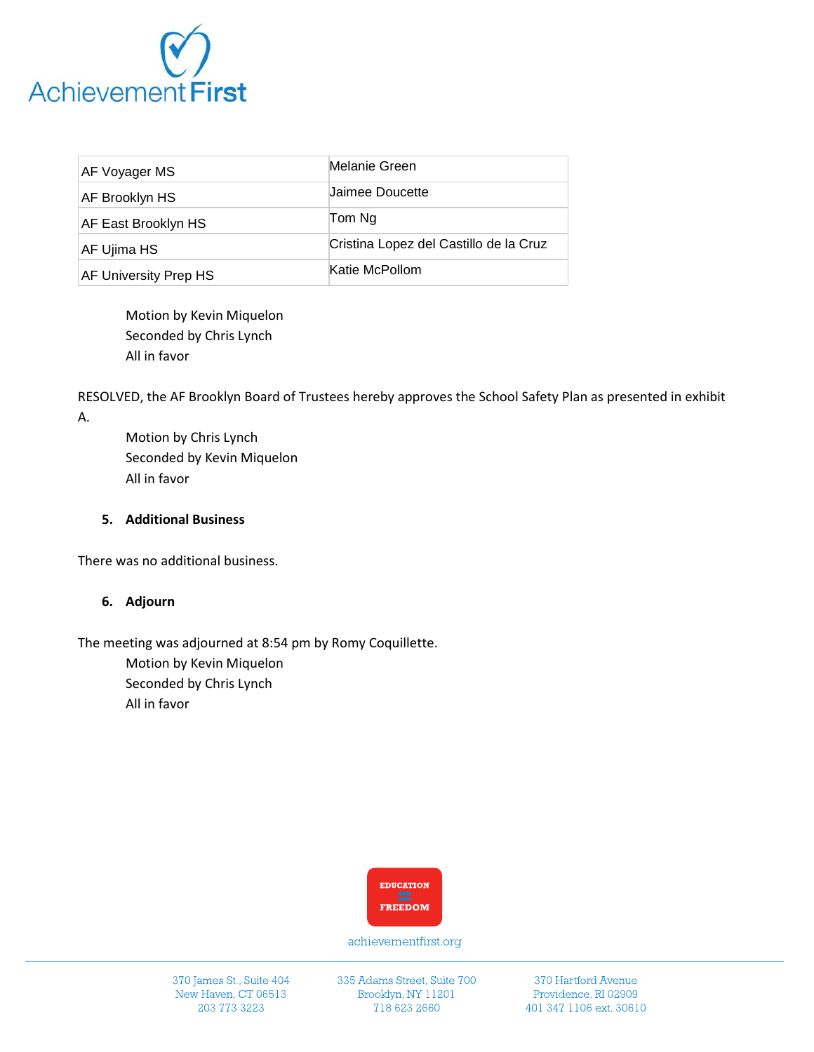| AF Voyager MS | Melanie Green |
|---|---|
| AF Brooklyn HS | Jaimee Doucette |
| AF East Brooklyn HS | Tom Ng |
| AF Ujima HS | Cristina Lopez del Castillo de la Cruz |
| AF University Prep HS | Katie McPollom |

Motion by Kevin Miquelon
Seconded by Chris Lynch
All in favor

RESOLVED, the AF Brooklyn Board of Trustees hereby approves the School Safety Plan as presented in exhibit A.

Motion by Chris Lynch
Seconded by Kevin Miquelon
All in favor

### 5. Additional Business

There was no additional business.

### 6. Adjourn

The meeting was adjourned at 8:54 pm by Romy Coquillette.

Motion by Kevin Miquelon
Seconded by Chris Lynch
All in favor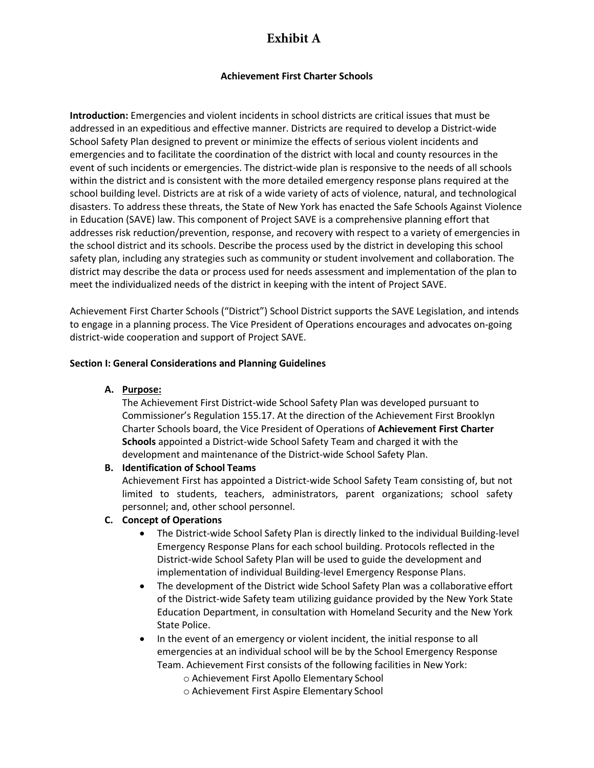# Exhibit A

**Achievement First Charter Schools**

**Introduction:** Emergencies and violent incidents in school districts are critical issues that must be addressed in an expeditious and effective manner. Districts are required to develop a District-wide School Safety Plan designed to prevent or minimize the effects of serious violent incidents and emergencies and to facilitate the coordination of the district with local and county resources in the event of such incidents or emergencies. The district-wide plan is responsive to the needs of all schools within the district and is consistent with the more detailed emergency response plans required at the school building level. Districts are at risk of a wide variety of acts of violence, natural, and technological disasters. To address these threats, the State of New York has enacted the Safe Schools Against Violence in Education (SAVE) law. This component of Project SAVE is a comprehensive planning effort that addresses risk reduction/prevention, response, and recovery with respect to a variety of emergencies in the school district and its schools. Describe the process used by the district in developing this school safety plan, including any strategies such as community or student involvement and collaboration. The district may describe the data or process used for needs assessment and implementation of the plan to meet the individualized needs of the district in keeping with the intent of Project SAVE.

Achievement First Charter Schools ("District") School District supports the SAVE Legislation, and intends to engage in a planning process. The Vice President of Operations encourages and advocates on-going district-wide cooperation and support of Project SAVE.

**Section I: General Considerations and Planning Guidelines**

**A. <u>Purpose:</u>**
The Achievement First District-wide School Safety Plan was developed pursuant to Commissioner's Regulation 155.17. At the direction of the Achievement First Brooklyn Charter Schools board, the Vice President of Operations of **Achievement First Charter Schools** appointed a District-wide School Safety Team and charged it with the development and maintenance of the District-wide School Safety Plan.

**B. Identification of School Teams**
Achievement First has appointed a District-wide School Safety Team consisting of, but not limited to students, teachers, administrators, parent organizations; school safety personnel; and, other school personnel.

**C. Concept of Operations**

- The District-wide School Safety Plan is directly linked to the individual Building-level Emergency Response Plans for each school building. Protocols reflected in the District-wide School Safety Plan will be used to guide the development and implementation of individual Building-level Emergency Response Plans.
- The development of the District wide School Safety Plan was a collaborative effort of the District-wide Safety team utilizing guidance provided by the New York State Education Department, in consultation with Homeland Security and the New York State Police.
- In the event of an emergency or violent incident, the initial response to all emergencies at an individual school will be by the School Emergency Response Team. Achievement First consists of the following facilities in New York:
    - Achievement First Apollo Elementary School
    - Achievement First Aspire Elementary School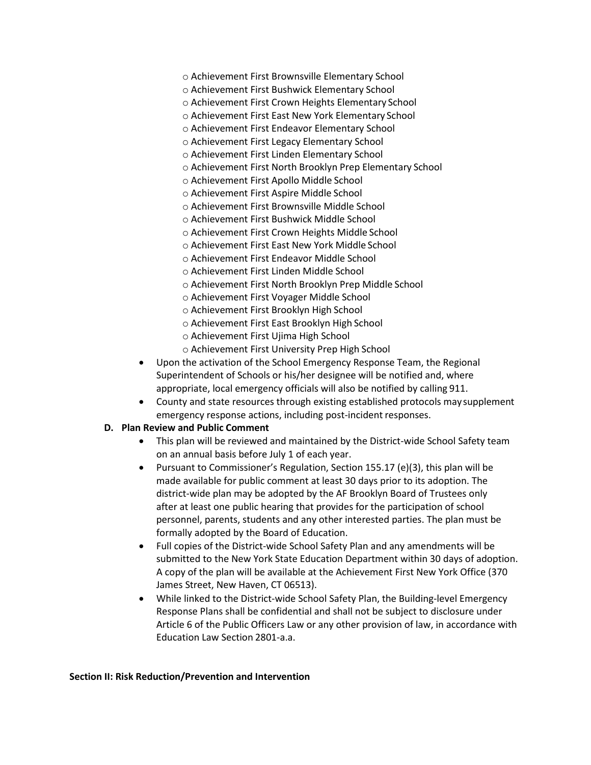- Achievement First Brownsville Elementary School
    - Achievement First Bushwick Elementary School
    - Achievement First Crown Heights Elementary School
    - Achievement First East New York Elementary School
    - Achievement First Endeavor Elementary School
    - Achievement First Legacy Elementary School
    - Achievement First Linden Elementary School
    - Achievement First North Brooklyn Prep Elementary School
    - Achievement First Apollo Middle School
    - Achievement First Aspire Middle School
    - Achievement First Brownsville Middle School
    - Achievement First Bushwick Middle School
    - Achievement First Crown Heights Middle School
    - Achievement First East New York Middle School
    - Achievement First Endeavor Middle School
    - Achievement First Linden Middle School
    - Achievement First North Brooklyn Prep Middle School
    - Achievement First Voyager Middle School
    - Achievement First Brooklyn High School
    - Achievement First East Brooklyn High School
    - Achievement First Ujima High School
    - Achievement First University Prep High School
- Upon the activation of the School Emergency Response Team, the Regional Superintendent of Schools or his/her designee will be notified and, where appropriate, local emergency officials will also be notified by calling 911.
- County and state resources through existing established protocols may supplement emergency response actions, including post-incident responses.

**D. Plan Review and Public Comment**

- This plan will be reviewed and maintained by the District-wide School Safety team on an annual basis before July 1 of each year.
- Pursuant to Commissioner's Regulation, Section 155.17 (e)(3), this plan will be made available for public comment at least 30 days prior to its adoption. The district-wide plan may be adopted by the AF Brooklyn Board of Trustees only after at least one public hearing that provides for the participation of school personnel, parents, students and any other interested parties. The plan must be formally adopted by the Board of Education.
- Full copies of the District-wide School Safety Plan and any amendments will be submitted to the New York State Education Department within 30 days of adoption. A copy of the plan will be available at the Achievement First New York Office (370 James Street, New Haven, CT 06513).
- While linked to the District-wide School Safety Plan, the Building-level Emergency Response Plans shall be confidential and shall not be subject to disclosure under Article 6 of the Public Officers Law or any other provision of law, in accordance with Education Law Section 2801-a.a.

**Section II: Risk Reduction/Prevention and Intervention**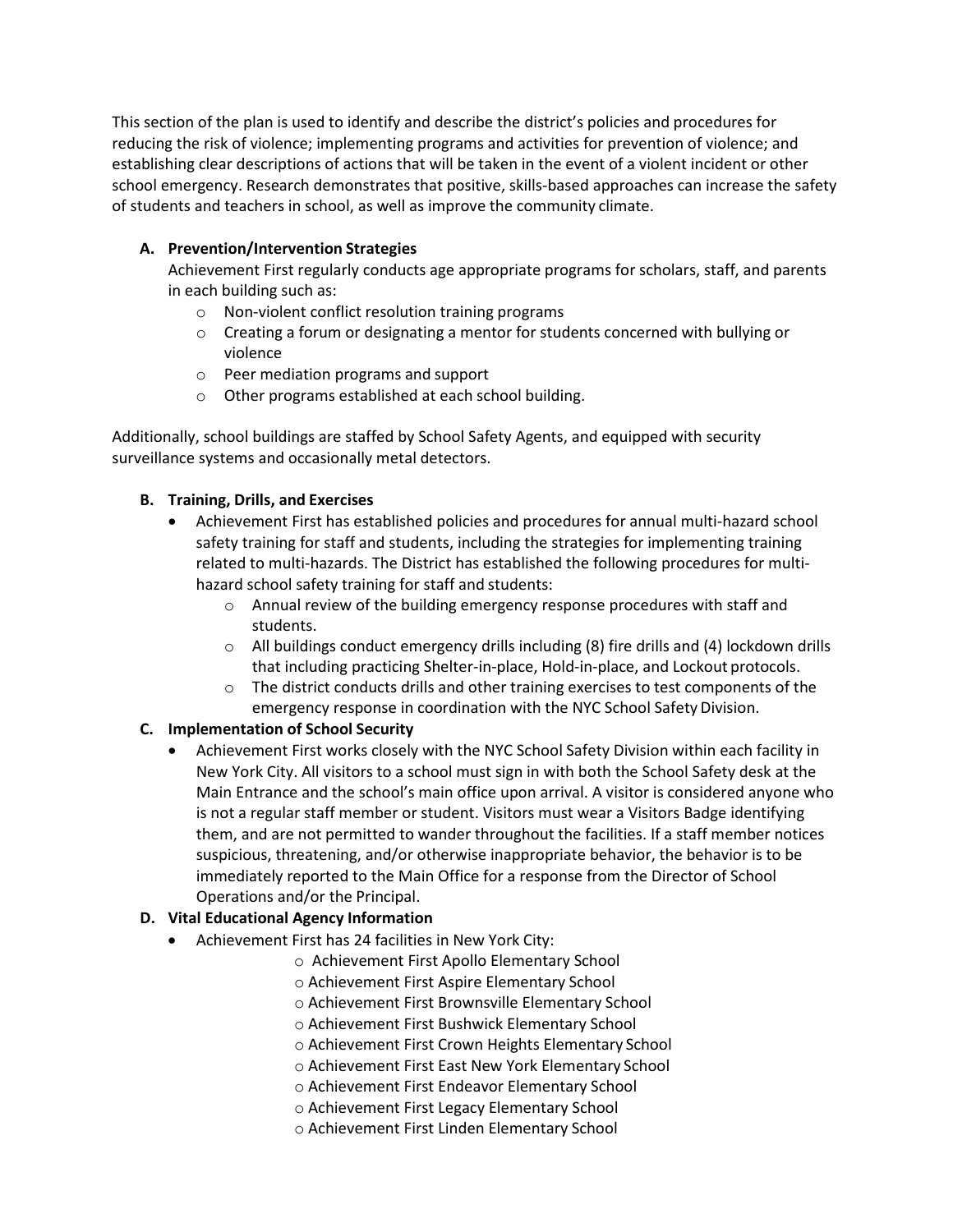This section of the plan is used to identify and describe the district's policies and procedures for reducing the risk of violence; implementing programs and activities for prevention of violence; and establishing clear descriptions of actions that will be taken in the event of a violent incident or other school emergency. Research demonstrates that positive, skills-based approaches can increase the safety of students and teachers in school, as well as improve the community climate.

**A. Prevention/Intervention Strategies**

Achievement First regularly conducts age appropriate programs for scholars, staff, and parents in each building such as:

- Non-violent conflict resolution training programs
- Creating a forum or designating a mentor for students concerned with bullying or violence
- Peer mediation programs and support
- Other programs established at each school building.

Additionally, school buildings are staffed by School Safety Agents, and equipped with security surveillance systems and occasionally metal detectors.

**B. Training, Drills, and Exercises**

- Achievement First has established policies and procedures for annual multi-hazard school safety training for staff and students, including the strategies for implementing training related to multi-hazards. The District has established the following procedures for multi-hazard school safety training for staff and students:
  - Annual review of the building emergency response procedures with staff and students.
  - All buildings conduct emergency drills including (8) fire drills and (4) lockdown drills that including practicing Shelter-in-place, Hold-in-place, and Lockout protocols.
  - The district conducts drills and other training exercises to test components of the emergency response in coordination with the NYC School Safety Division.

**C. Implementation of School Security**

- Achievement First works closely with the NYC School Safety Division within each facility in New York City. All visitors to a school must sign in with both the School Safety desk at the Main Entrance and the school's main office upon arrival. A visitor is considered anyone who is not a regular staff member or student. Visitors must wear a Visitors Badge identifying them, and are not permitted to wander throughout the facilities. If a staff member notices suspicious, threatening, and/or otherwise inappropriate behavior, the behavior is to be immediately reported to the Main Office for a response from the Director of School Operations and/or the Principal.

**D. Vital Educational Agency Information**

- Achievement First has 24 facilities in New York City:
  - Achievement First Apollo Elementary School
  - Achievement First Aspire Elementary School
  - Achievement First Brownsville Elementary School
  - Achievement First Bushwick Elementary School
  - Achievement First Crown Heights Elementary School
  - Achievement First East New York Elementary School
  - Achievement First Endeavor Elementary School
  - Achievement First Legacy Elementary School
  - Achievement First Linden Elementary School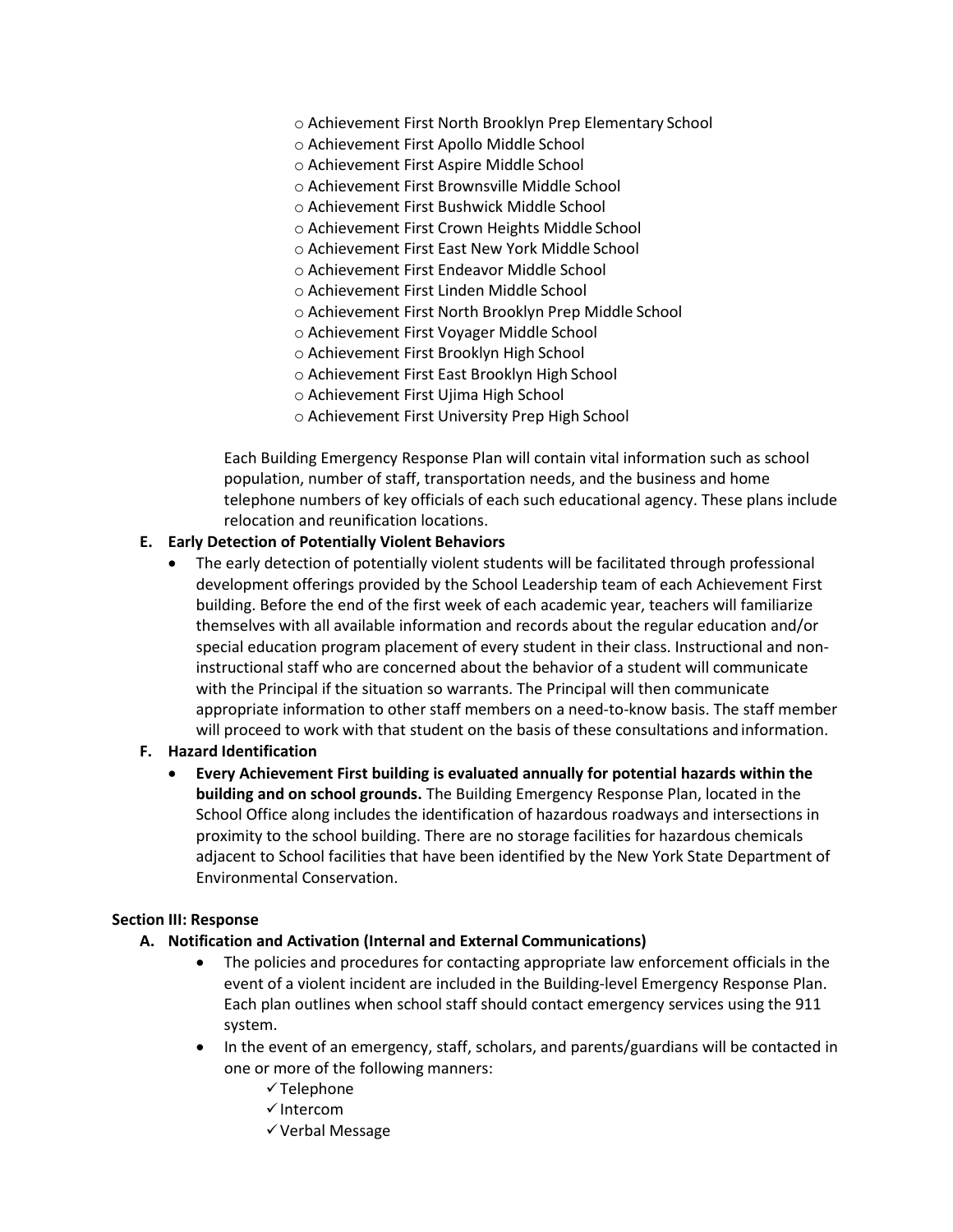- o Achievement First North Brooklyn Prep Elementary School
- o Achievement First Apollo Middle School
- o Achievement First Aspire Middle School
- o Achievement First Brownsville Middle School
- o Achievement First Bushwick Middle School
- o Achievement First Crown Heights Middle School
- o Achievement First East New York Middle School
- o Achievement First Endeavor Middle School
- o Achievement First Linden Middle School
- o Achievement First North Brooklyn Prep Middle School
- o Achievement First Voyager Middle School
- o Achievement First Brooklyn High School
- o Achievement First East Brooklyn High School
- o Achievement First Ujima High School
- o Achievement First University Prep High School

Each Building Emergency Response Plan will contain vital information such as school population, number of staff, transportation needs, and the business and home telephone numbers of key officials of each such educational agency. These plans include relocation and reunification locations.

**E. Early Detection of Potentially Violent Behaviors**

- The early detection of potentially violent students will be facilitated through professional development offerings provided by the School Leadership team of each Achievement First building. Before the end of the first week of each academic year, teachers will familiarize themselves with all available information and records about the regular education and/or special education program placement of every student in their class. Instructional and non-instructional staff who are concerned about the behavior of a student will communicate with the Principal if the situation so warrants. The Principal will then communicate appropriate information to other staff members on a need-to-know basis. The staff member will proceed to work with that student on the basis of these consultations and information.

**F. Hazard Identification**

- **Every Achievement First building is evaluated annually for potential hazards within the building and on school grounds.** The Building Emergency Response Plan, located in the School Office along includes the identification of hazardous roadways and intersections in proximity to the school building. There are no storage facilities for hazardous chemicals adjacent to School facilities that have been identified by the New York State Department of Environmental Conservation.

**Section III: Response**

**A. Notification and Activation (Internal and External Communications)**

- The policies and procedures for contacting appropriate law enforcement officials in the event of a violent incident are included in the Building-level Emergency Response Plan. Each plan outlines when school staff should contact emergency services using the 911 system.
- In the event of an emergency, staff, scholars, and parents/guardians will be contacted in one or more of the following manners:
  - ✓ Telephone
  - ✓ Intercom
  - ✓ Verbal Message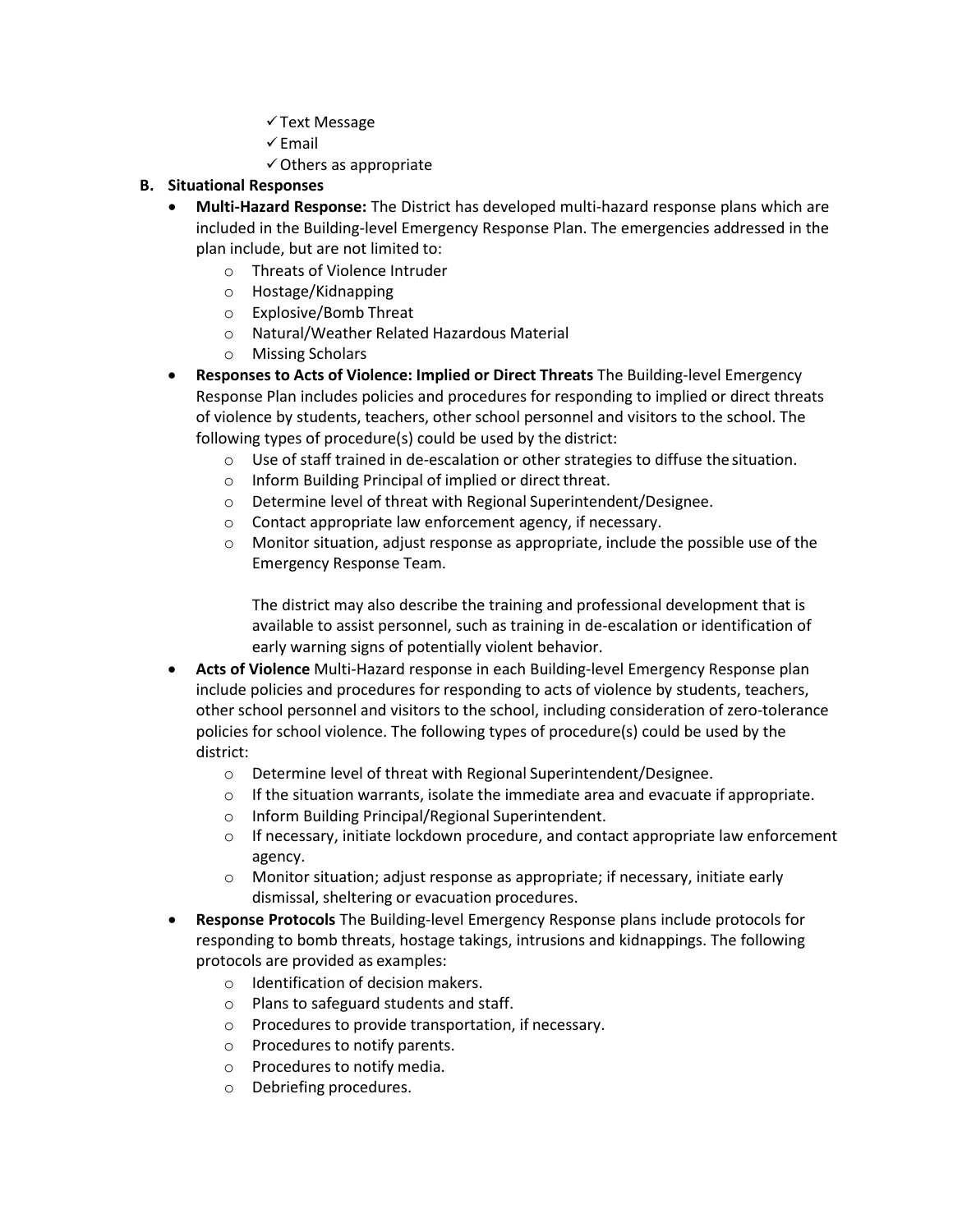- ✓ Text Message
- ✓ Email
- ✓ Others as appropriate

**B. Situational Responses**

- **Multi-Hazard Response:** The District has developed multi-hazard response plans which are included in the Building-level Emergency Response Plan. The emergencies addressed in the plan include, but are not limited to:
  - Threats of Violence Intruder
  - Hostage/Kidnapping
  - Explosive/Bomb Threat
  - Natural/Weather Related Hazardous Material
  - Missing Scholars
- **Responses to Acts of Violence: Implied or Direct Threats** The Building-level Emergency Response Plan includes policies and procedures for responding to implied or direct threats of violence by students, teachers, other school personnel and visitors to the school. The following types of procedure(s) could be used by the district:
  - Use of staff trained in de-escalation or other strategies to diffuse the situation.
  - Inform Building Principal of implied or direct threat.
  - Determine level of threat with Regional Superintendent/Designee.
  - Contact appropriate law enforcement agency, if necessary.
  - Monitor situation, adjust response as appropriate, include the possible use of the Emergency Response Team.

    The district may also describe the training and professional development that is available to assist personnel, such as training in de-escalation or identification of early warning signs of potentially violent behavior.
- **Acts of Violence** Multi-Hazard response in each Building-level Emergency Response plan include policies and procedures for responding to acts of violence by students, teachers, other school personnel and visitors to the school, including consideration of zero-tolerance policies for school violence. The following types of procedure(s) could be used by the district:
  - Determine level of threat with Regional Superintendent/Designee.
  - If the situation warrants, isolate the immediate area and evacuate if appropriate.
  - Inform Building Principal/Regional Superintendent.
  - If necessary, initiate lockdown procedure, and contact appropriate law enforcement agency.
  - Monitor situation; adjust response as appropriate; if necessary, initiate early dismissal, sheltering or evacuation procedures.
- **Response Protocols** The Building-level Emergency Response plans include protocols for responding to bomb threats, hostage takings, intrusions and kidnappings. The following protocols are provided as examples:
  - Identification of decision makers.
  - Plans to safeguard students and staff.
  - Procedures to provide transportation, if necessary.
  - Procedures to notify parents.
  - Procedures to notify media.
  - Debriefing procedures.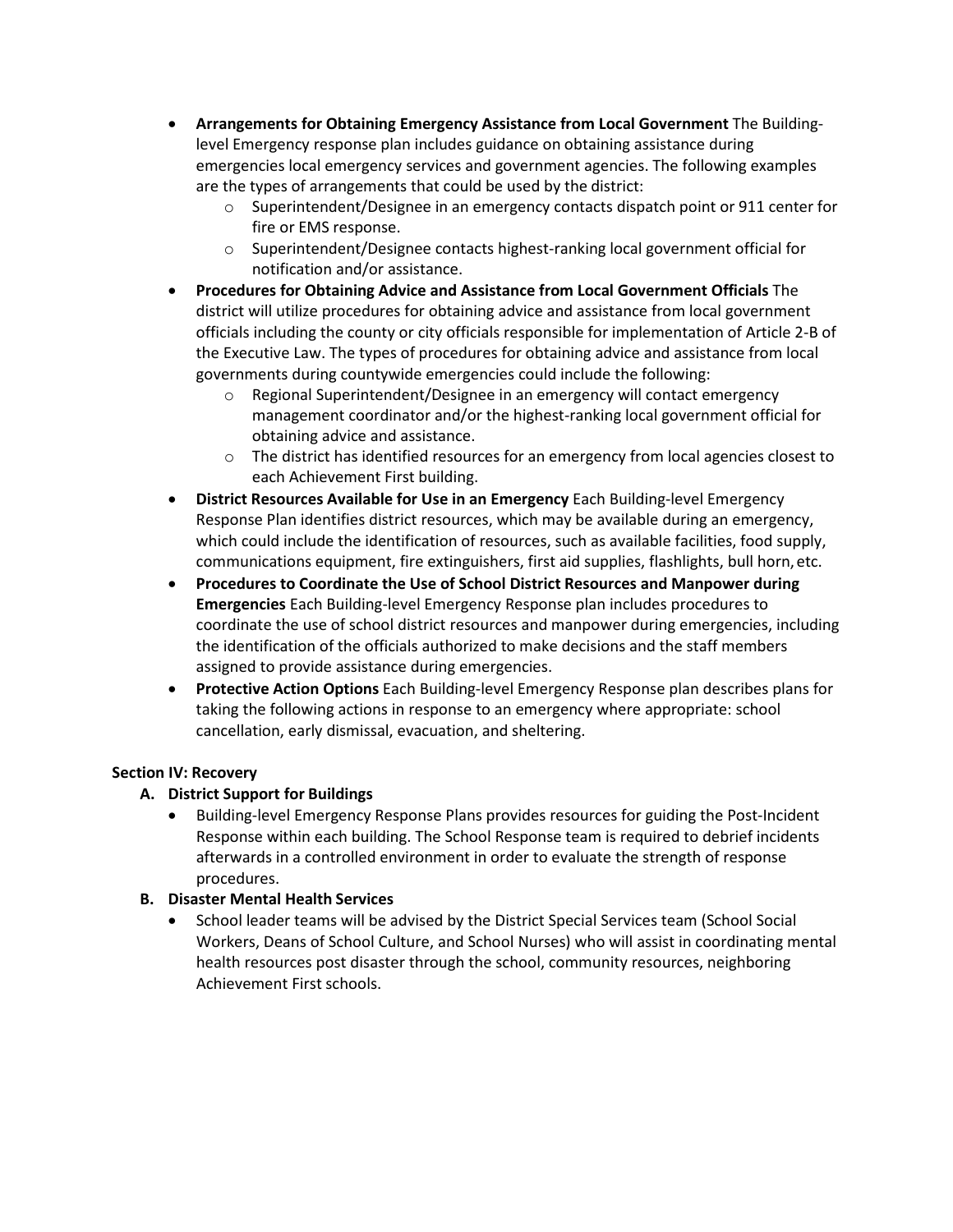- **Arrangements for Obtaining Emergency Assistance from Local Government** The Building-level Emergency response plan includes guidance on obtaining assistance during emergencies local emergency services and government agencies. The following examples are the types of arrangements that could be used by the district:
  - Superintendent/Designee in an emergency contacts dispatch point or 911 center for fire or EMS response.
  - Superintendent/Designee contacts highest-ranking local government official for notification and/or assistance.
- **Procedures for Obtaining Advice and Assistance from Local Government Officials** The district will utilize procedures for obtaining advice and assistance from local government officials including the county or city officials responsible for implementation of Article 2-B of the Executive Law. The types of procedures for obtaining advice and assistance from local governments during countywide emergencies could include the following:
  - Regional Superintendent/Designee in an emergency will contact emergency management coordinator and/or the highest-ranking local government official for obtaining advice and assistance.
  - The district has identified resources for an emergency from local agencies closest to each Achievement First building.
- **District Resources Available for Use in an Emergency** Each Building-level Emergency Response Plan identifies district resources, which may be available during an emergency, which could include the identification of resources, such as available facilities, food supply, communications equipment, fire extinguishers, first aid supplies, flashlights, bull horn, etc.
- **Procedures to Coordinate the Use of School District Resources and Manpower during Emergencies** Each Building-level Emergency Response plan includes procedures to coordinate the use of school district resources and manpower during emergencies, including the identification of the officials authorized to make decisions and the staff members assigned to provide assistance during emergencies.
- **Protective Action Options** Each Building-level Emergency Response plan describes plans for taking the following actions in response to an emergency where appropriate: school cancellation, early dismissal, evacuation, and sheltering.

**Section IV: Recovery**

**A. District Support for Buildings**

- Building-level Emergency Response Plans provides resources for guiding the Post-Incident Response within each building. The School Response team is required to debrief incidents afterwards in a controlled environment in order to evaluate the strength of response procedures.

**B. Disaster Mental Health Services**

- School leader teams will be advised by the District Special Services team (School Social Workers, Deans of School Culture, and School Nurses) who will assist in coordinating mental health resources post disaster through the school, community resources, neighboring Achievement First schools.